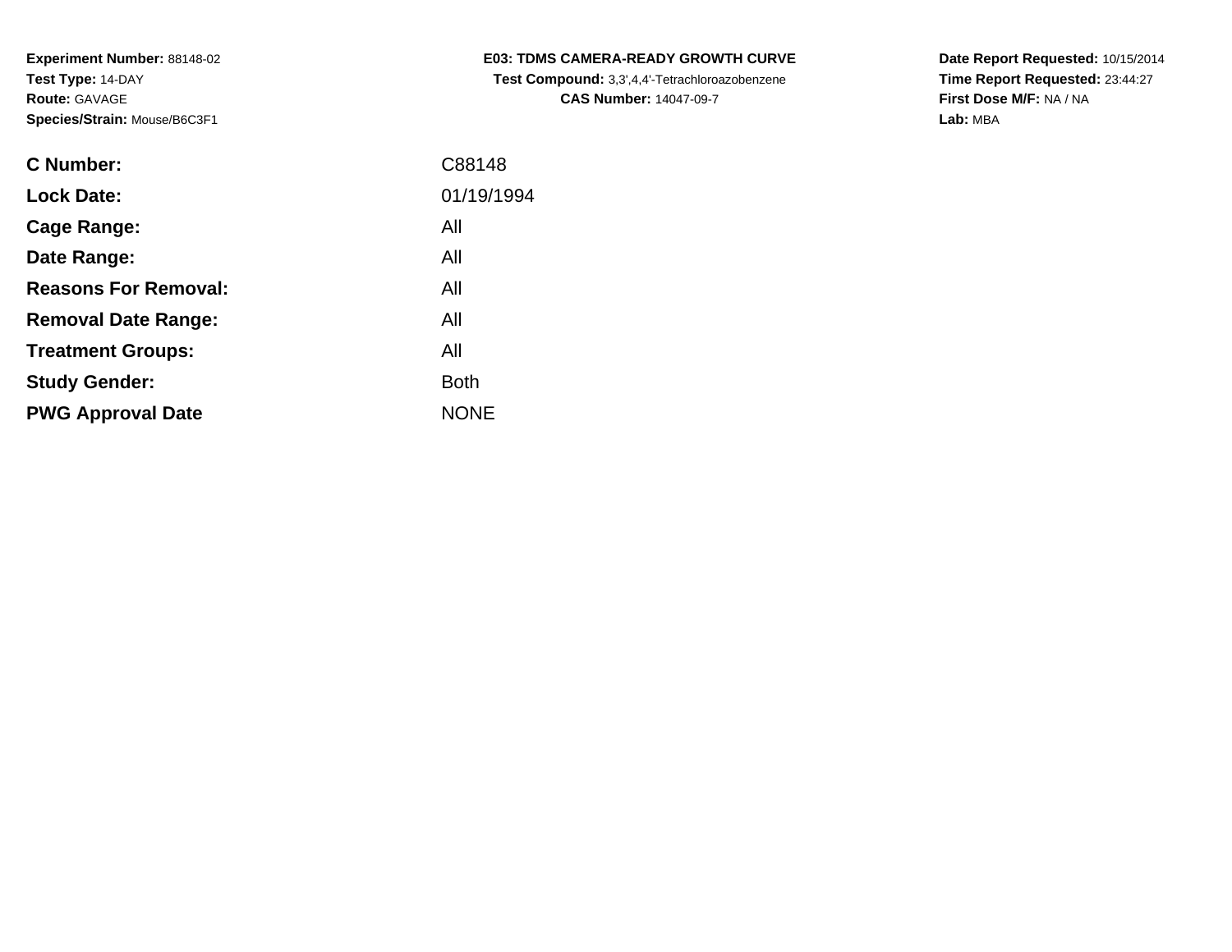**Experiment Number:** 88148-02
**Test Type:** 14-DAY
**Route:** GAVAGE
**Species/Strain:** Mouse/B6C3F1

**E03: TDMS CAMERA-READY GROWTH CURVE**
**Test Compound:** 3,3',4,4'-Tetrachloroazobenzene
**CAS Number:** 14047-09-7

**Date Report Requested:** 10/15/2014
**Time Report Requested:** 23:44:27
**First Dose M/F:** NA / NA
**Lab:** MBA

| | |
|---|---|
| **C Number:** | C88148 |
| **Lock Date:** | 01/19/1994 |
| **Cage Range:** | All |
| **Date Range:** | All |
| **Reasons For Removal:** | All |
| **Removal Date Range:** | All |
| **Treatment Groups:** | All |
| **Study Gender:** | Both |
| **PWG Approval Date** | NONE |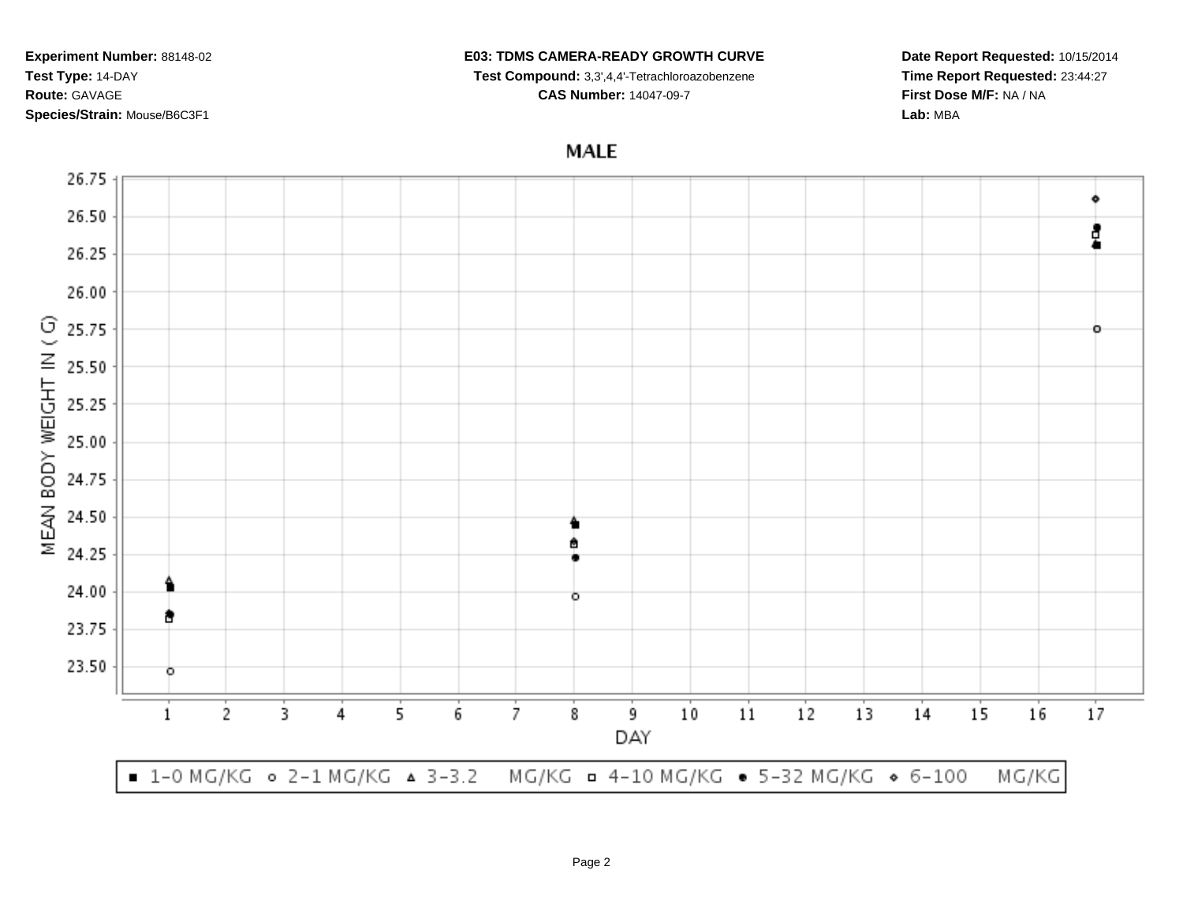**Experiment Number:** 88148-02
**Test Type:** 14-DAY
**Route:** GAVAGE
**Species/Strain:** Mouse/B6C3F1

**E03: TDMS CAMERA-READY GROWTH CURVE**
**Test Compound:** 3,3',4,4'-Tetrachloroazobenzene
**CAS Number:** 14047-09-7

**Date Report Requested:** 10/15/2014
**Time Report Requested:** 23:44:27
**First Dose M/F:** NA / NA
**Lab:** MBA

MALE

MEAN BODY WEIGHT IN ( G)

26.75
26.50
26.25
26.00
25.75
25.50
25.25
25.00
24.75
24.50
24.25
24.00
23.75
23.50

1 2 3 4 5 6 7 8 9 10 11 12 13 14 15 16 17

DAY

■ 1-0 MG/KG ○ 2-1 MG/KG ▲ 3-3.2 MG/KG □ 4-10 MG/KG ● 5-32 MG/KG ◇ 6-100 MG/KG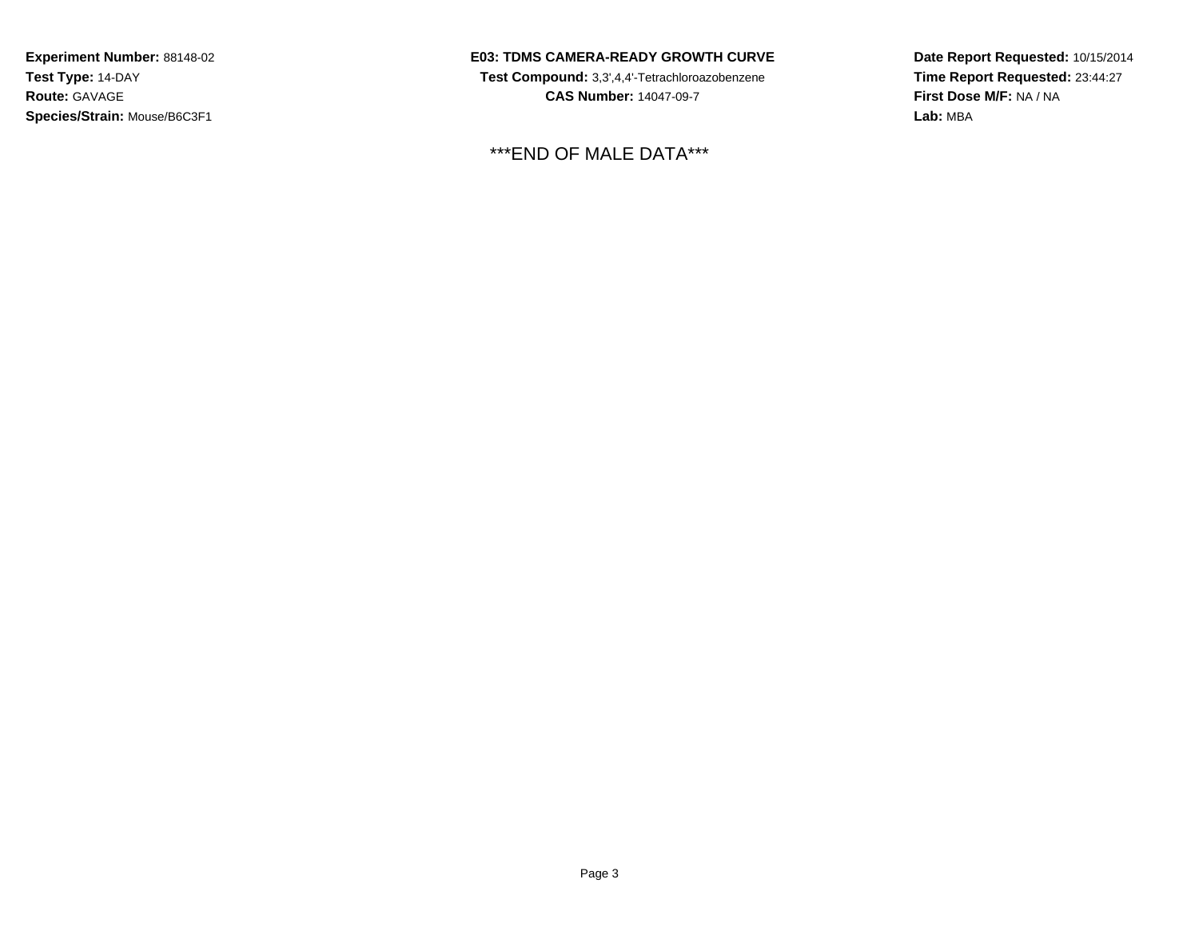***END OF MALE DATA***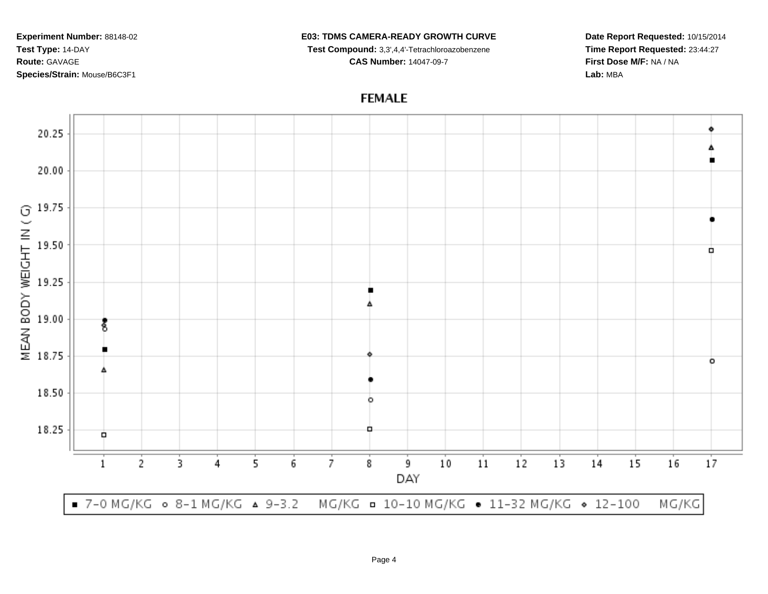**Experiment Number:** 88148-02
**Test Type:** 14-DAY
**Route:** GAVAGE
**Species/Strain:** Mouse/B6C3F1

**E03: TDMS CAMERA-READY GROWTH CURVE**
**Test Compound:** 3,3',4,4'-Tetrachloroazobenzene
**CAS Number:** 14047-09-7

**Date Report Requested:** 10/15/2014
**Time Report Requested:** 23:44:27
**First Dose M/F:** NA / NA
**Lab:** MBA

## FEMALE

MEAN BODY WEIGHT IN ( G)

DAY

■ 7-0 MG/KG ○ 8-1 MG/KG △ 9-3.2 MG/KG □ 10-10 MG/KG ● 11-32 MG/KG ◇ 12-100 MG/KG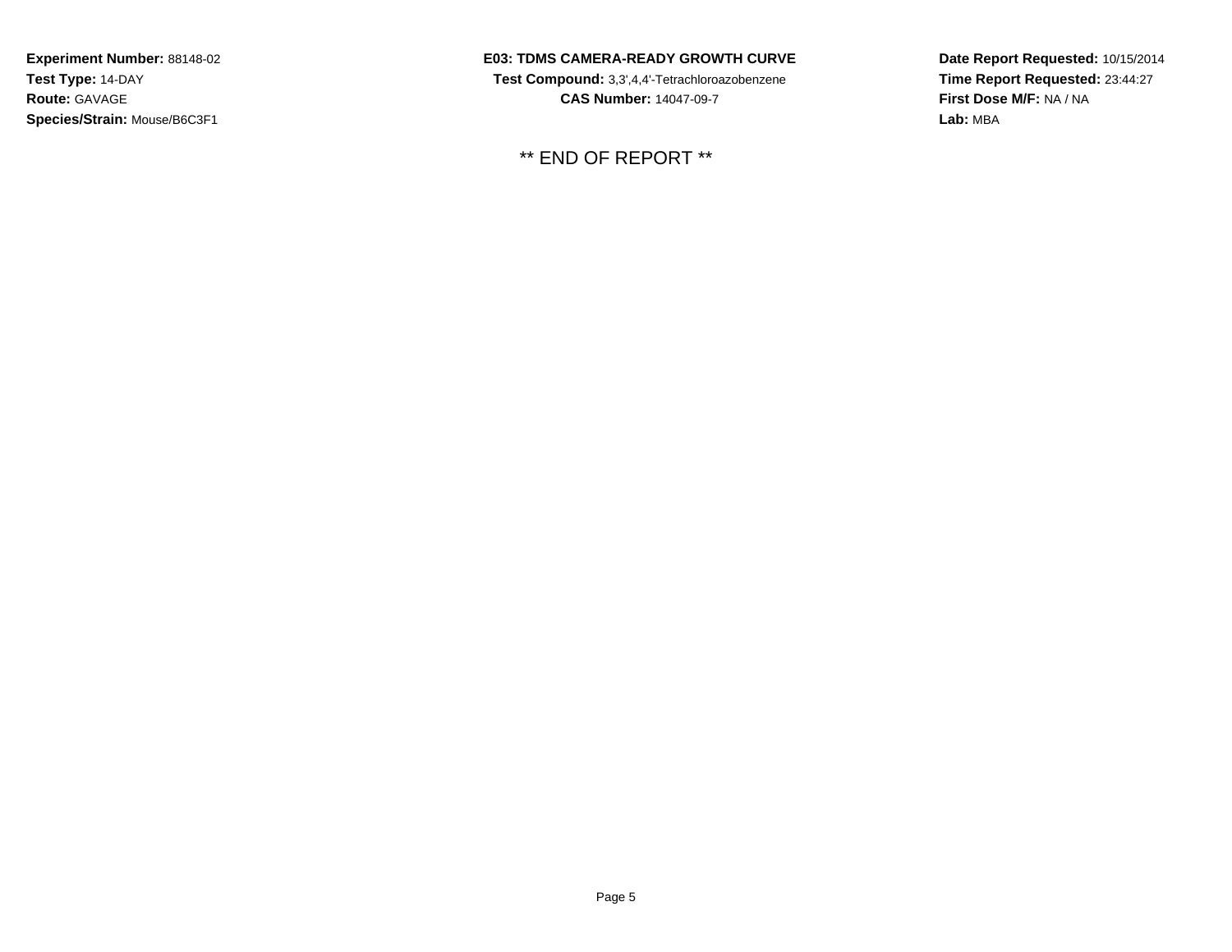**Experiment Number:** 88148-02
**Test Type:** 14-DAY
**Route:** GAVAGE
**Species/Strain:** Mouse/B6C3F1

**E03: TDMS CAMERA-READY GROWTH CURVE**
**Test Compound:** 3,3',4,4'-Tetrachloroazobenzene
**CAS Number:** 14047-09-7

**Date Report Requested:** 10/15/2014
**Time Report Requested:** 23:44:27
**First Dose M/F:** NA / NA
**Lab:** MBA

** END OF REPORT **